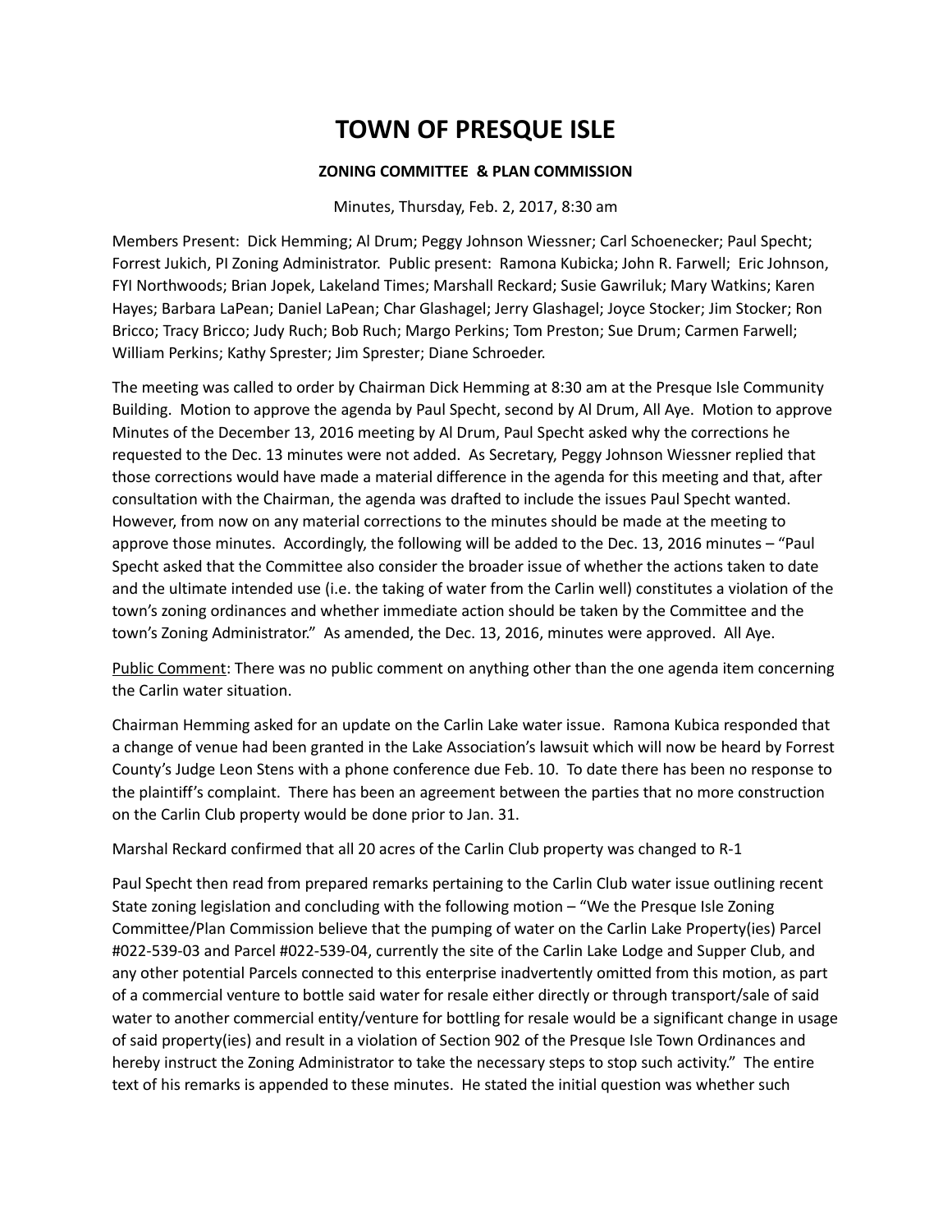# TOWN OF PRESQUE ISLE

**ZONING COMMITTEE & PLAN COMMISSION**

Minutes, Thursday, Feb. 2, 2017, 8:30 am

Members Present: Dick Hemming; Al Drum; Peggy Johnson Wiessner; Carl Schoenecker; Paul Specht; Forrest Jukich, PI Zoning Administrator. Public present: Ramona Kubicka; John R. Farwell; Eric Johnson, FYI Northwoods; Brian Jopek, Lakeland Times; Marshall Reckard; Susie Gawriluk; Mary Watkins; Karen Hayes; Barbara LaPean; Daniel LaPean; Char Glashagel; Jerry Glashagel; Joyce Stocker; Jim Stocker; Ron Bricco; Tracy Bricco; Judy Ruch; Bob Ruch; Margo Perkins; Tom Preston; Sue Drum; Carmen Farwell; William Perkins; Kathy Sprester; Jim Sprester; Diane Schroeder.

The meeting was called to order by Chairman Dick Hemming at 8:30 am at the Presque Isle Community Building. Motion to approve the agenda by Paul Specht, second by Al Drum, All Aye. Motion to approve Minutes of the December 13, 2016 meeting by Al Drum, Paul Specht asked why the corrections he requested to the Dec. 13 minutes were not added. As Secretary, Peggy Johnson Wiessner replied that those corrections would have made a material difference in the agenda for this meeting and that, after consultation with the Chairman, the agenda was drafted to include the issues Paul Specht wanted. However, from now on any material corrections to the minutes should be made at the meeting to approve those minutes. Accordingly, the following will be added to the Dec. 13, 2016 minutes – "Paul Specht asked that the Committee also consider the broader issue of whether the actions taken to date and the ultimate intended use (i.e. the taking of water from the Carlin well) constitutes a violation of the town's zoning ordinances and whether immediate action should be taken by the Committee and the town's Zoning Administrator." As amended, the Dec. 13, 2016, minutes were approved. All Aye.

<u>Public Comment</u>: There was no public comment on anything other than the one agenda item concerning the Carlin water situation.

Chairman Hemming asked for an update on the Carlin Lake water issue. Ramona Kubica responded that a change of venue had been granted in the Lake Association's lawsuit which will now be heard by Forrest County's Judge Leon Stens with a phone conference due Feb. 10. To date there has been no response to the plaintiff's complaint. There has been an agreement between the parties that no more construction on the Carlin Club property would be done prior to Jan. 31.

Marshal Reckard confirmed that all 20 acres of the Carlin Club property was changed to R-1

Paul Specht then read from prepared remarks pertaining to the Carlin Club water issue outlining recent State zoning legislation and concluding with the following motion – "We the Presque Isle Zoning Committee/Plan Commission believe that the pumping of water on the Carlin Lake Property(ies) Parcel #022-539-03 and Parcel #022-539-04, currently the site of the Carlin Lake Lodge and Supper Club, and any other potential Parcels connected to this enterprise inadvertently omitted from this motion, as part of a commercial venture to bottle said water for resale either directly or through transport/sale of said water to another commercial entity/venture for bottling for resale would be a significant change in usage of said property(ies) and result in a violation of Section 902 of the Presque Isle Town Ordinances and hereby instruct the Zoning Administrator to take the necessary steps to stop such activity." The entire text of his remarks is appended to these minutes. He stated the initial question was whether such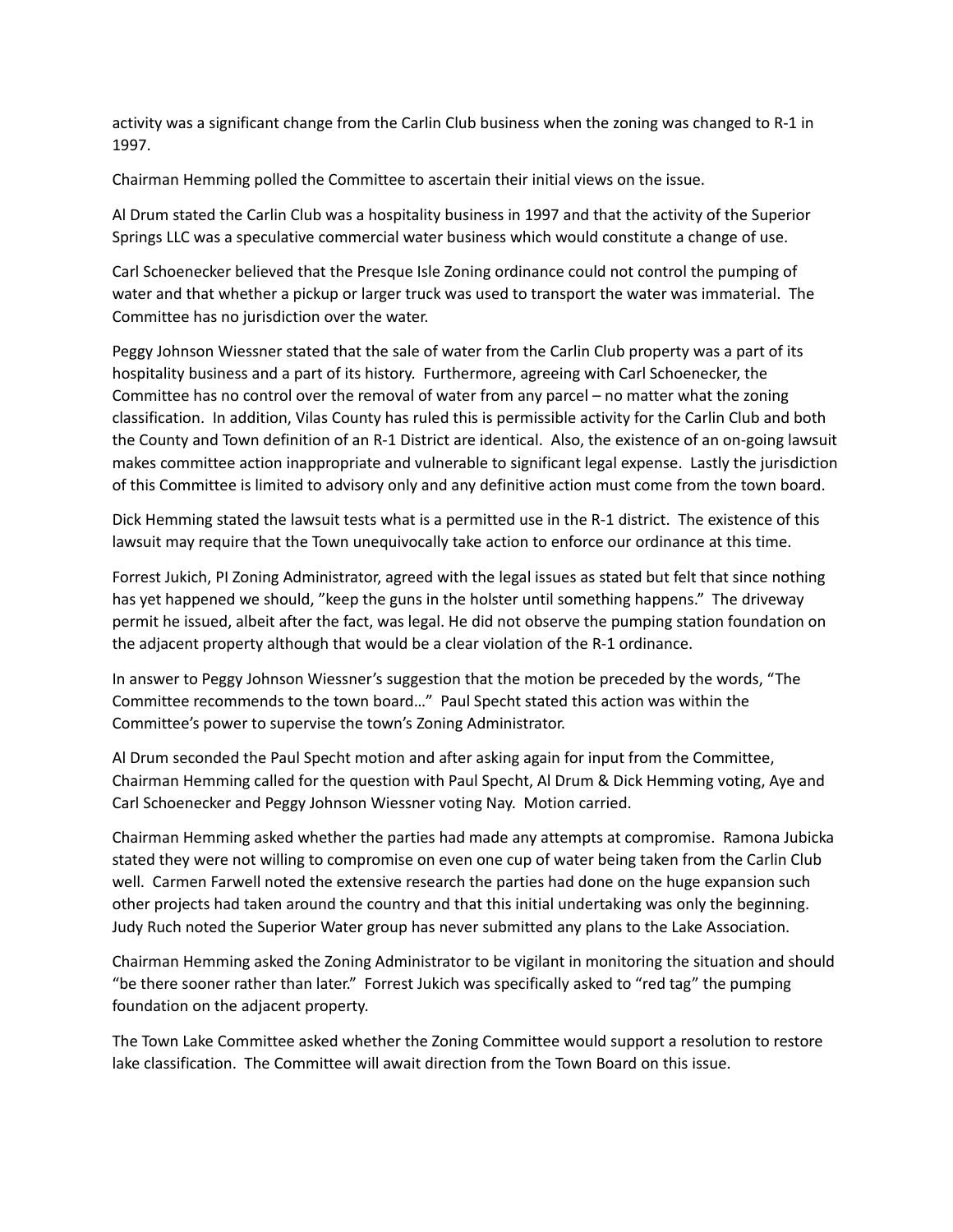activity was a significant change from the Carlin Club business when the zoning was changed to R-1 in 1997.

Chairman Hemming polled the Committee to ascertain their initial views on the issue.

Al Drum stated the Carlin Club was a hospitality business in 1997 and that the activity of the Superior Springs LLC was a speculative commercial water business which would constitute a change of use.

Carl Schoenecker believed that the Presque Isle Zoning ordinance could not control the pumping of water and that whether a pickup or larger truck was used to transport the water was immaterial. The Committee has no jurisdiction over the water.

Peggy Johnson Wiessner stated that the sale of water from the Carlin Club property was a part of its hospitality business and a part of its history. Furthermore, agreeing with Carl Schoenecker, the Committee has no control over the removal of water from any parcel – no matter what the zoning classification. In addition, Vilas County has ruled this is permissible activity for the Carlin Club and both the County and Town definition of an R-1 District are identical. Also, the existence of an on-going lawsuit makes committee action inappropriate and vulnerable to significant legal expense. Lastly the jurisdiction of this Committee is limited to advisory only and any definitive action must come from the town board.

Dick Hemming stated the lawsuit tests what is a permitted use in the R-1 district. The existence of this lawsuit may require that the Town unequivocally take action to enforce our ordinance at this time.

Forrest Jukich, PI Zoning Administrator, agreed with the legal issues as stated but felt that since nothing has yet happened we should, "keep the guns in the holster until something happens." The driveway permit he issued, albeit after the fact, was legal. He did not observe the pumping station foundation on the adjacent property although that would be a clear violation of the R-1 ordinance.

In answer to Peggy Johnson Wiessner's suggestion that the motion be preceded by the words, "The Committee recommends to the town board…" Paul Specht stated this action was within the Committee's power to supervise the town's Zoning Administrator.

Al Drum seconded the Paul Specht motion and after asking again for input from the Committee, Chairman Hemming called for the question with Paul Specht, Al Drum & Dick Hemming voting, Aye and Carl Schoenecker and Peggy Johnson Wiessner voting Nay. Motion carried.

Chairman Hemming asked whether the parties had made any attempts at compromise. Ramona Jubicka stated they were not willing to compromise on even one cup of water being taken from the Carlin Club well. Carmen Farwell noted the extensive research the parties had done on the huge expansion such other projects had taken around the country and that this initial undertaking was only the beginning. Judy Ruch noted the Superior Water group has never submitted any plans to the Lake Association.

Chairman Hemming asked the Zoning Administrator to be vigilant in monitoring the situation and should "be there sooner rather than later." Forrest Jukich was specifically asked to "red tag" the pumping foundation on the adjacent property.

The Town Lake Committee asked whether the Zoning Committee would support a resolution to restore lake classification. The Committee will await direction from the Town Board on this issue.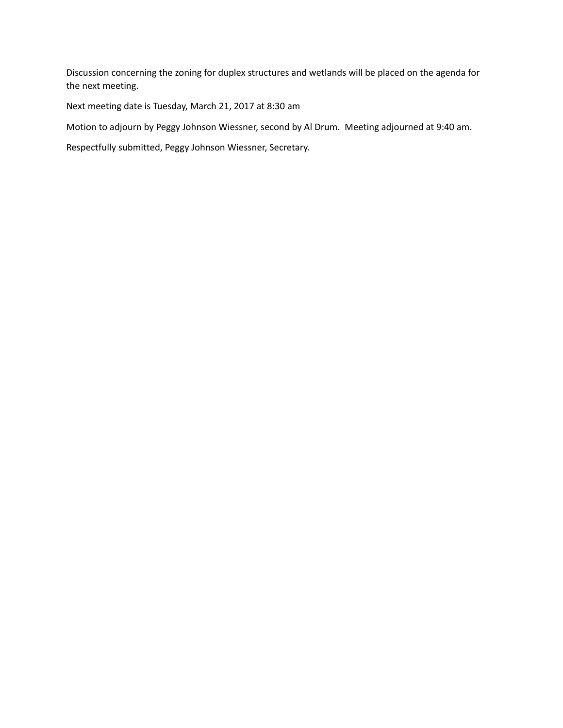Discussion concerning the zoning for duplex structures and wetlands will be placed on the agenda for the next meeting.

Next meeting date is Tuesday, March 21, 2017 at 8:30 am

Motion to adjourn by Peggy Johnson Wiessner, second by Al Drum. Meeting adjourned at 9:40 am.

Respectfully submitted, Peggy Johnson Wiessner, Secretary.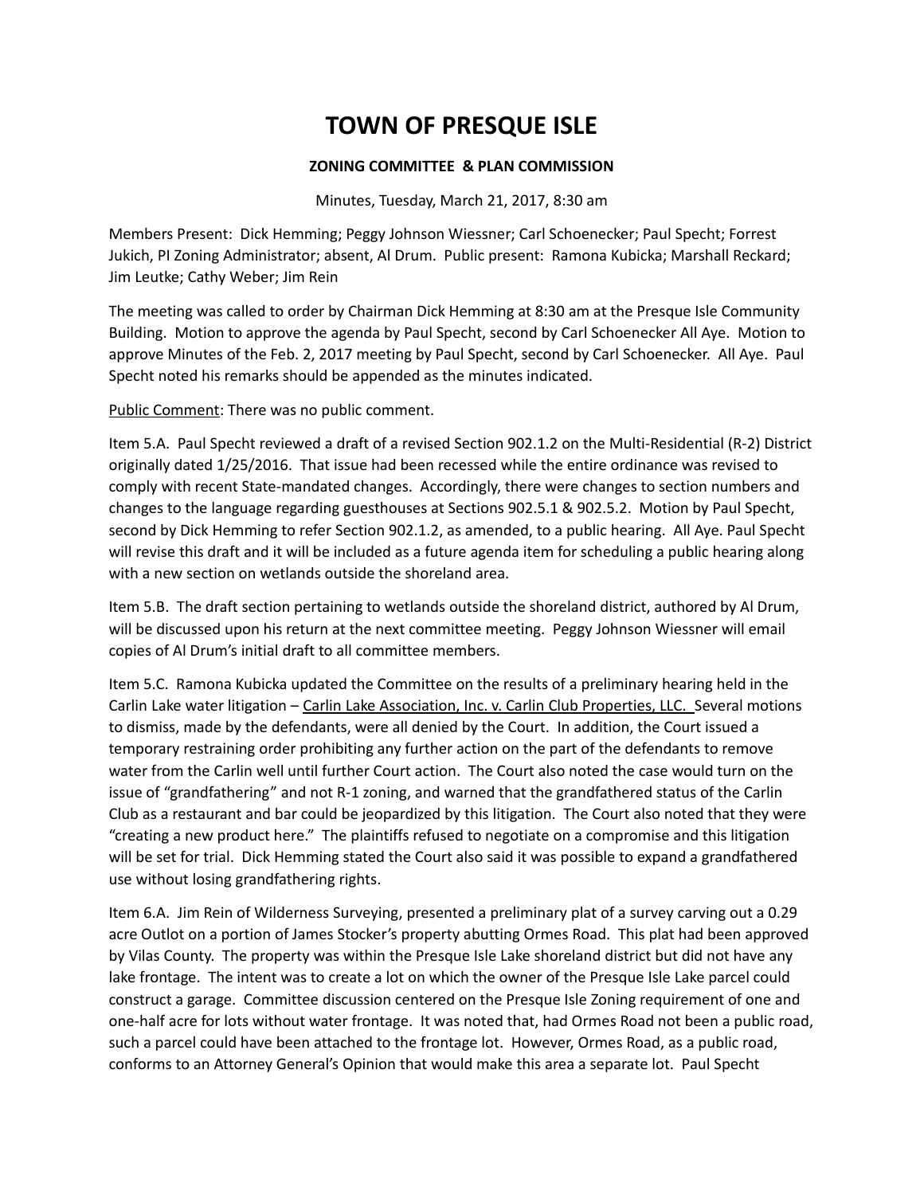# TOWN OF PRESQUE ISLE

**ZONING COMMITTEE & PLAN COMMISSION**

Minutes, Tuesday, March 21, 2017, 8:30 am

Members Present: Dick Hemming; Peggy Johnson Wiessner; Carl Schoenecker; Paul Specht; Forrest Jukich, PI Zoning Administrator; absent, Al Drum. Public present: Ramona Kubicka; Marshall Reckard; Jim Leutke; Cathy Weber; Jim Rein

The meeting was called to order by Chairman Dick Hemming at 8:30 am at the Presque Isle Community Building. Motion to approve the agenda by Paul Specht, second by Carl Schoenecker All Aye. Motion to approve Minutes of the Feb. 2, 2017 meeting by Paul Specht, second by Carl Schoenecker. All Aye. Paul Specht noted his remarks should be appended as the minutes indicated.

<u>Public Comment</u>: There was no public comment.

Item 5.A. Paul Specht reviewed a draft of a revised Section 902.1.2 on the Multi-Residential (R-2) District originally dated 1/25/2016. That issue had been recessed while the entire ordinance was revised to comply with recent State-mandated changes. Accordingly, there were changes to section numbers and changes to the language regarding guesthouses at Sections 902.5.1 & 902.5.2. Motion by Paul Specht, second by Dick Hemming to refer Section 902.1.2, as amended, to a public hearing. All Aye. Paul Specht will revise this draft and it will be included as a future agenda item for scheduling a public hearing along with a new section on wetlands outside the shoreland area.

Item 5.B. The draft section pertaining to wetlands outside the shoreland district, authored by Al Drum, will be discussed upon his return at the next committee meeting. Peggy Johnson Wiessner will email copies of Al Drum's initial draft to all committee members.

Item 5.C. Ramona Kubicka updated the Committee on the results of a preliminary hearing held in the Carlin Lake water litigation – <u>Carlin Lake Association, Inc. v. Carlin Club Properties, LLC.</u> Several motions to dismiss, made by the defendants, were all denied by the Court. In addition, the Court issued a temporary restraining order prohibiting any further action on the part of the defendants to remove water from the Carlin well until further Court action. The Court also noted the case would turn on the issue of "grandfathering" and not R-1 zoning, and warned that the grandfathered status of the Carlin Club as a restaurant and bar could be jeopardized by this litigation. The Court also noted that they were "creating a new product here." The plaintiffs refused to negotiate on a compromise and this litigation will be set for trial. Dick Hemming stated the Court also said it was possible to expand a grandfathered use without losing grandfathering rights.

Item 6.A. Jim Rein of Wilderness Surveying, presented a preliminary plat of a survey carving out a 0.29 acre Outlot on a portion of James Stocker's property abutting Ormes Road. This plat had been approved by Vilas County. The property was within the Presque Isle Lake shoreland district but did not have any lake frontage. The intent was to create a lot on which the owner of the Presque Isle Lake parcel could construct a garage. Committee discussion centered on the Presque Isle Zoning requirement of one and one-half acre for lots without water frontage. It was noted that, had Ormes Road not been a public road, such a parcel could have been attached to the frontage lot. However, Ormes Road, as a public road, conforms to an Attorney General's Opinion that would make this area a separate lot. Paul Specht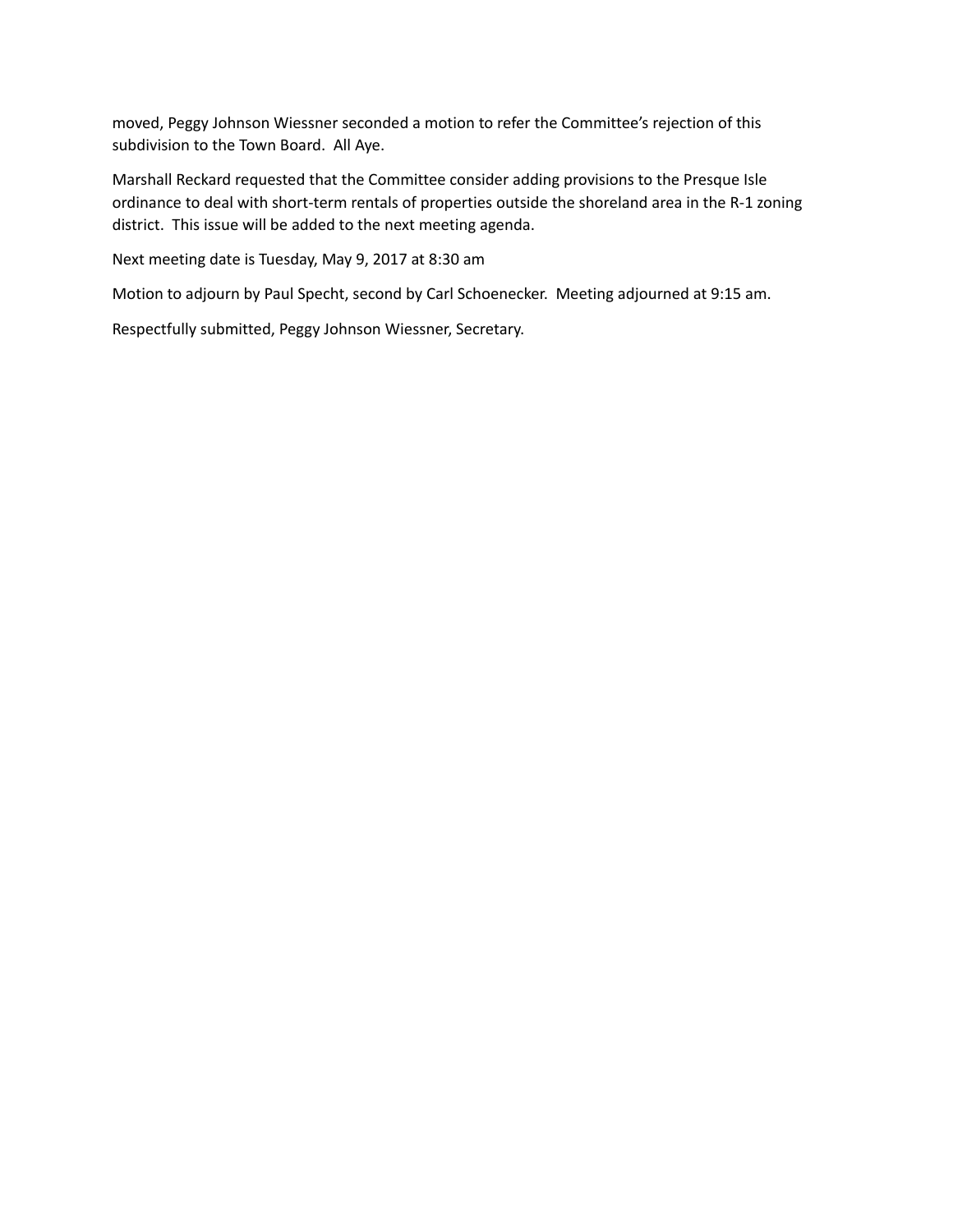moved, Peggy Johnson Wiessner seconded a motion to refer the Committee's rejection of this subdivision to the Town Board. All Aye.

Marshall Reckard requested that the Committee consider adding provisions to the Presque Isle ordinance to deal with short-term rentals of properties outside the shoreland area in the R-1 zoning district. This issue will be added to the next meeting agenda.

Next meeting date is Tuesday, May 9, 2017 at 8:30 am

Motion to adjourn by Paul Specht, second by Carl Schoenecker. Meeting adjourned at 9:15 am.

Respectfully submitted, Peggy Johnson Wiessner, Secretary.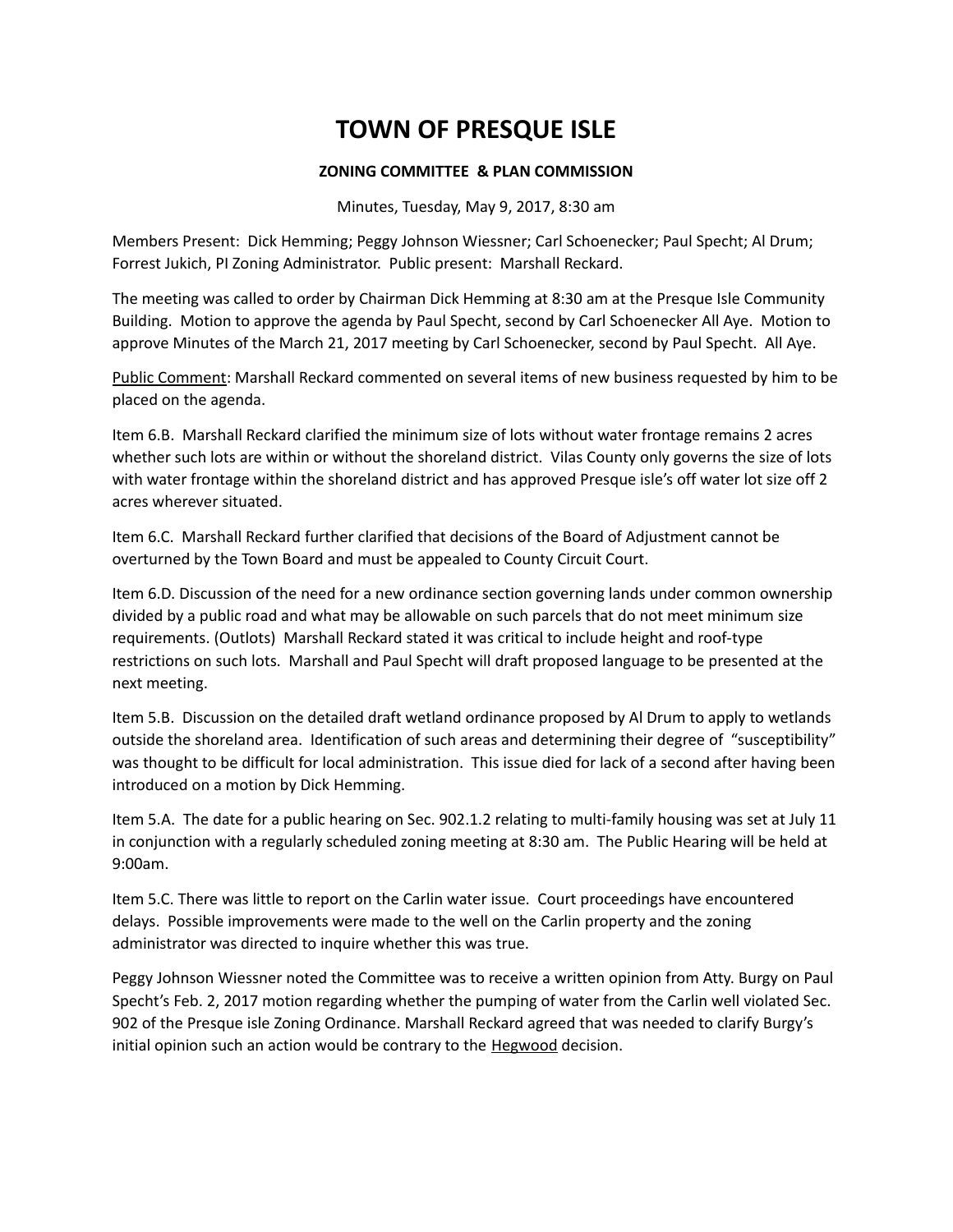# TOWN OF PRESQUE ISLE

## ZONING COMMITTEE & PLAN COMMISSION

Minutes, Tuesday, May 9, 2017, 8:30 am

Members Present: Dick Hemming; Peggy Johnson Wiessner; Carl Schoenecker; Paul Specht; Al Drum; Forrest Jukich, PI Zoning Administrator. Public present: Marshall Reckard.

The meeting was called to order by Chairman Dick Hemming at 8:30 am at the Presque Isle Community Building. Motion to approve the agenda by Paul Specht, second by Carl Schoenecker All Aye. Motion to approve Minutes of the March 21, 2017 meeting by Carl Schoenecker, second by Paul Specht. All Aye.

Public Comment: Marshall Reckard commented on several items of new business requested by him to be placed on the agenda.

Item 6.B. Marshall Reckard clarified the minimum size of lots without water frontage remains 2 acres whether such lots are within or without the shoreland district. Vilas County only governs the size of lots with water frontage within the shoreland district and has approved Presque isle's off water lot size off 2 acres wherever situated.

Item 6.C. Marshall Reckard further clarified that decisions of the Board of Adjustment cannot be overturned by the Town Board and must be appealed to County Circuit Court.

Item 6.D. Discussion of the need for a new ordinance section governing lands under common ownership divided by a public road and what may be allowable on such parcels that do not meet minimum size requirements. (Outlots) Marshall Reckard stated it was critical to include height and roof-type restrictions on such lots. Marshall and Paul Specht will draft proposed language to be presented at the next meeting.

Item 5.B. Discussion on the detailed draft wetland ordinance proposed by Al Drum to apply to wetlands outside the shoreland area. Identification of such areas and determining their degree of "susceptibility" was thought to be difficult for local administration. This issue died for lack of a second after having been introduced on a motion by Dick Hemming.

Item 5.A. The date for a public hearing on Sec. 902.1.2 relating to multi-family housing was set at July 11 in conjunction with a regularly scheduled zoning meeting at 8:30 am. The Public Hearing will be held at 9:00am.

Item 5.C. There was little to report on the Carlin water issue. Court proceedings have encountered delays. Possible improvements were made to the well on the Carlin property and the zoning administrator was directed to inquire whether this was true.

Peggy Johnson Wiessner noted the Committee was to receive a written opinion from Atty. Burgy on Paul Specht's Feb. 2, 2017 motion regarding whether the pumping of water from the Carlin well violated Sec. 902 of the Presque isle Zoning Ordinance. Marshall Reckard agreed that was needed to clarify Burgy's initial opinion such an action would be contrary to the Hegwood decision.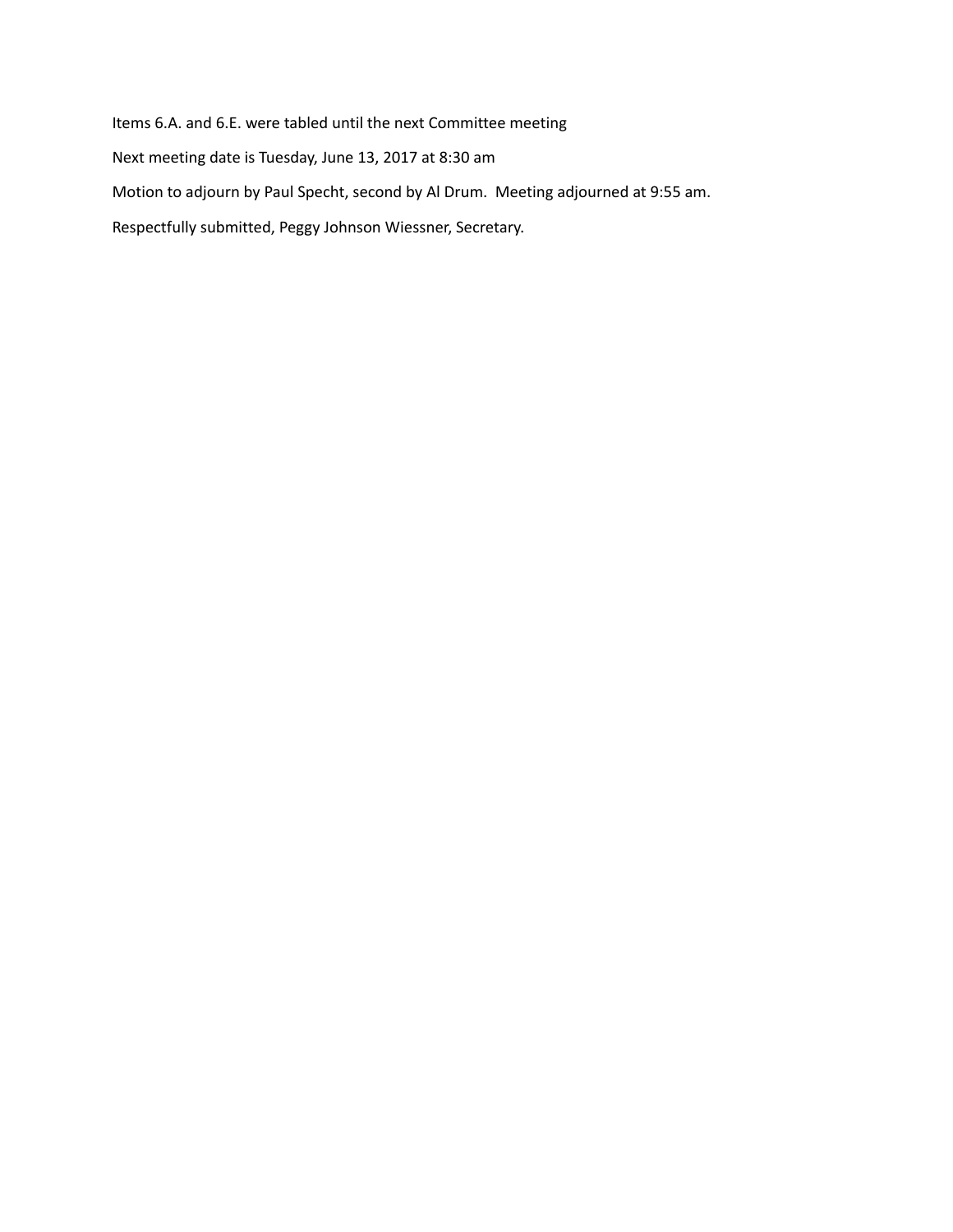Items 6.A. and 6.E. were tabled until the next Committee meeting

Next meeting date is Tuesday, June 13, 2017 at 8:30 am

Motion to adjourn by Paul Specht, second by Al Drum.  Meeting adjourned at 9:55 am.

Respectfully submitted, Peggy Johnson Wiessner, Secretary.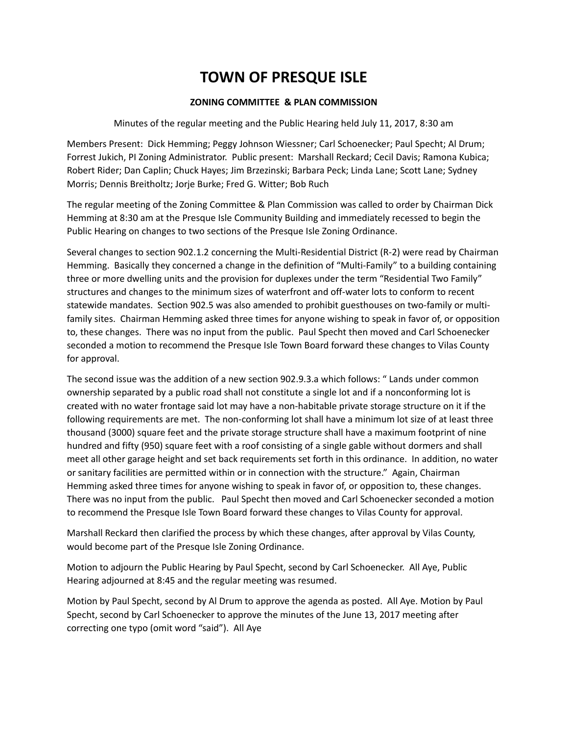# TOWN OF PRESQUE ISLE

## ZONING COMMITTEE & PLAN COMMISSION

Minutes of the regular meeting and the Public Hearing held July 11, 2017, 8:30 am

Members Present: Dick Hemming; Peggy Johnson Wiessner; Carl Schoenecker; Paul Specht; Al Drum; Forrest Jukich, PI Zoning Administrator. Public present: Marshall Reckard; Cecil Davis; Ramona Kubica; Robert Rider; Dan Caplin; Chuck Hayes; Jim Brzezinski; Barbara Peck; Linda Lane; Scott Lane; Sydney Morris; Dennis Breitholtz; Jorje Burke; Fred G. Witter; Bob Ruch

The regular meeting of the Zoning Committee & Plan Commission was called to order by Chairman Dick Hemming at 8:30 am at the Presque Isle Community Building and immediately recessed to begin the Public Hearing on changes to two sections of the Presque Isle Zoning Ordinance.

Several changes to section 902.1.2 concerning the Multi-Residential District (R-2) were read by Chairman Hemming. Basically they concerned a change in the definition of "Multi-Family" to a building containing three or more dwelling units and the provision for duplexes under the term "Residential Two Family" structures and changes to the minimum sizes of waterfront and off-water lots to conform to recent statewide mandates. Section 902.5 was also amended to prohibit guesthouses on two-family or multi-family sites. Chairman Hemming asked three times for anyone wishing to speak in favor of, or opposition to, these changes. There was no input from the public. Paul Specht then moved and Carl Schoenecker seconded a motion to recommend the Presque Isle Town Board forward these changes to Vilas County for approval.

The second issue was the addition of a new section 902.9.3.a which follows: " Lands under common ownership separated by a public road shall not constitute a single lot and if a nonconforming lot is created with no water frontage said lot may have a non-habitable private storage structure on it if the following requirements are met. The non-conforming lot shall have a minimum lot size of at least three thousand (3000) square feet and the private storage structure shall have a maximum footprint of nine hundred and fifty (950) square feet with a roof consisting of a single gable without dormers and shall meet all other garage height and set back requirements set forth in this ordinance. In addition, no water or sanitary facilities are permitted within or in connection with the structure." Again, Chairman Hemming asked three times for anyone wishing to speak in favor of, or opposition to, these changes. There was no input from the public. Paul Specht then moved and Carl Schoenecker seconded a motion to recommend the Presque Isle Town Board forward these changes to Vilas County for approval.

Marshall Reckard then clarified the process by which these changes, after approval by Vilas County, would become part of the Presque Isle Zoning Ordinance.

Motion to adjourn the Public Hearing by Paul Specht, second by Carl Schoenecker. All Aye, Public Hearing adjourned at 8:45 and the regular meeting was resumed.

Motion by Paul Specht, second by Al Drum to approve the agenda as posted. All Aye. Motion by Paul Specht, second by Carl Schoenecker to approve the minutes of the June 13, 2017 meeting after correcting one typo (omit word "said"). All Aye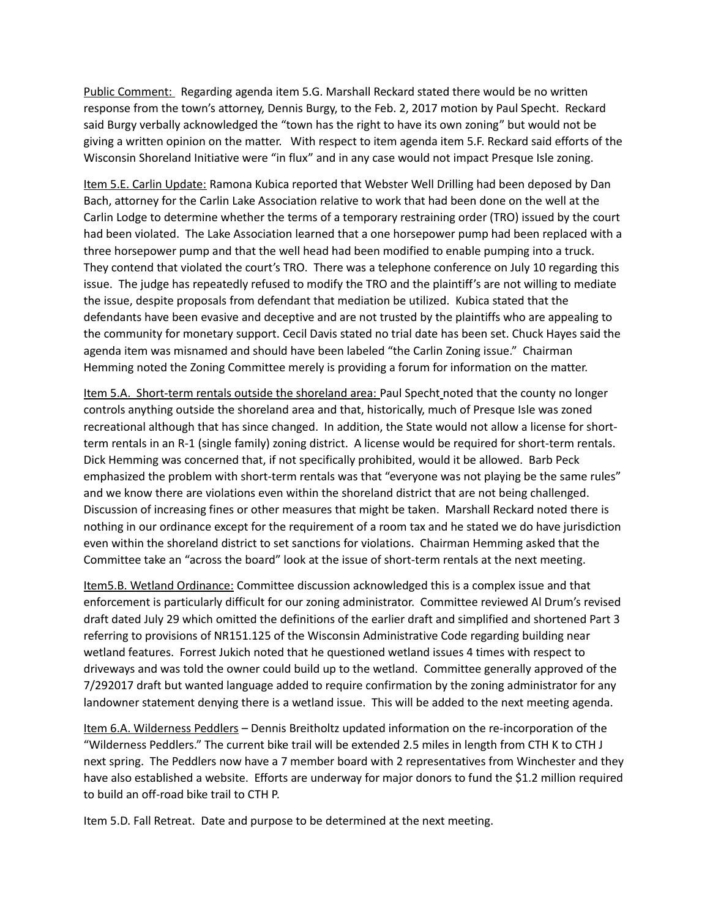Public Comment: Regarding agenda item 5.G. Marshall Reckard stated there would be no written response from the town's attorney, Dennis Burgy, to the Feb. 2, 2017 motion by Paul Specht. Reckard said Burgy verbally acknowledged the "town has the right to have its own zoning" but would not be giving a written opinion on the matter. With respect to item agenda item 5.F. Reckard said efforts of the Wisconsin Shoreland Initiative were "in flux" and in any case would not impact Presque Isle zoning.

Item 5.E. Carlin Update: Ramona Kubica reported that Webster Well Drilling had been deposed by Dan Bach, attorney for the Carlin Lake Association relative to work that had been done on the well at the Carlin Lodge to determine whether the terms of a temporary restraining order (TRO) issued by the court had been violated. The Lake Association learned that a one horsepower pump had been replaced with a three horsepower pump and that the well head had been modified to enable pumping into a truck. They contend that violated the court's TRO. There was a telephone conference on July 10 regarding this issue. The judge has repeatedly refused to modify the TRO and the plaintiff's are not willing to mediate the issue, despite proposals from defendant that mediation be utilized. Kubica stated that the defendants have been evasive and deceptive and are not trusted by the plaintiffs who are appealing to the community for monetary support. Cecil Davis stated no trial date has been set. Chuck Hayes said the agenda item was misnamed and should have been labeled "the Carlin Zoning issue." Chairman Hemming noted the Zoning Committee merely is providing a forum for information on the matter.

Item 5.A. Short-term rentals outside the shoreland area: Paul Specht noted that the county no longer controls anything outside the shoreland area and that, historically, much of Presque Isle was zoned recreational although that has since changed. In addition, the State would not allow a license for short-term rentals in an R-1 (single family) zoning district. A license would be required for short-term rentals. Dick Hemming was concerned that, if not specifically prohibited, would it be allowed. Barb Peck emphasized the problem with short-term rentals was that "everyone was not playing be the same rules" and we know there are violations even within the shoreland district that are not being challenged. Discussion of increasing fines or other measures that might be taken. Marshall Reckard noted there is nothing in our ordinance except for the requirement of a room tax and he stated we do have jurisdiction even within the shoreland district to set sanctions for violations. Chairman Hemming asked that the Committee take an "across the board" look at the issue of short-term rentals at the next meeting.

Item5.B. Wetland Ordinance: Committee discussion acknowledged this is a complex issue and that enforcement is particularly difficult for our zoning administrator. Committee reviewed Al Drum's revised draft dated July 29 which omitted the definitions of the earlier draft and simplified and shortened Part 3 referring to provisions of NR151.125 of the Wisconsin Administrative Code regarding building near wetland features. Forrest Jukich noted that he questioned wetland issues 4 times with respect to driveways and was told the owner could build up to the wetland. Committee generally approved of the 7/292017 draft but wanted language added to require confirmation by the zoning administrator for any landowner statement denying there is a wetland issue. This will be added to the next meeting agenda.

Item 6.A. Wilderness Peddlers – Dennis Breitholtz updated information on the re-incorporation of the "Wilderness Peddlers." The current bike trail will be extended 2.5 miles in length from CTH K to CTH J next spring. The Peddlers now have a 7 member board with 2 representatives from Winchester and they have also established a website. Efforts are underway for major donors to fund the $1.2 million required to build an off-road bike trail to CTH P.

Item 5.D. Fall Retreat. Date and purpose to be determined at the next meeting.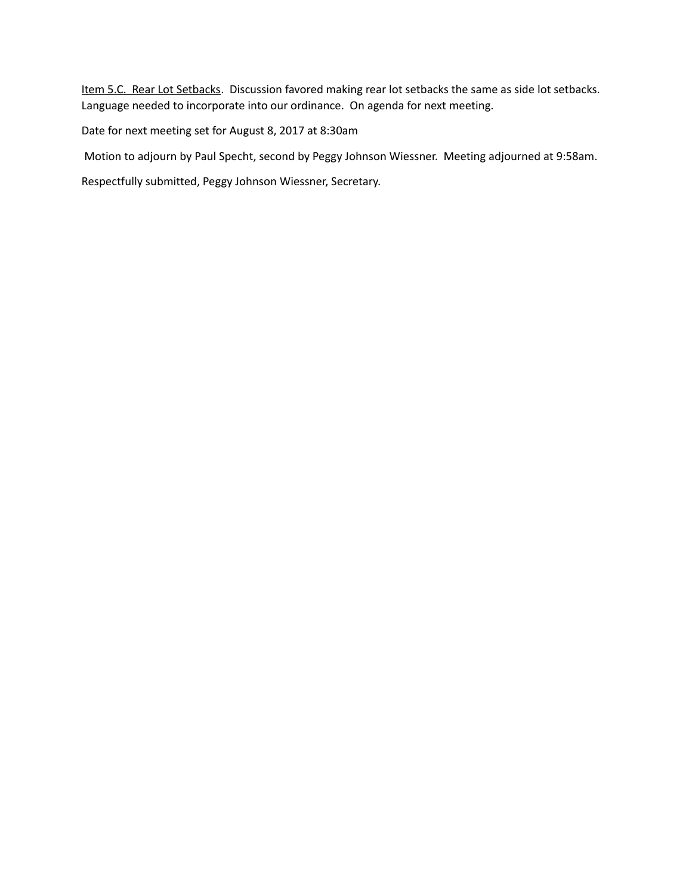<u>Item 5.C. Rear Lot Setbacks</u>. Discussion favored making rear lot setbacks the same as side lot setbacks. Language needed to incorporate into our ordinance. On agenda for next meeting.

Date for next meeting set for August 8, 2017 at 8:30am

Motion to adjourn by Paul Specht, second by Peggy Johnson Wiessner. Meeting adjourned at 9:58am.

Respectfully submitted, Peggy Johnson Wiessner, Secretary.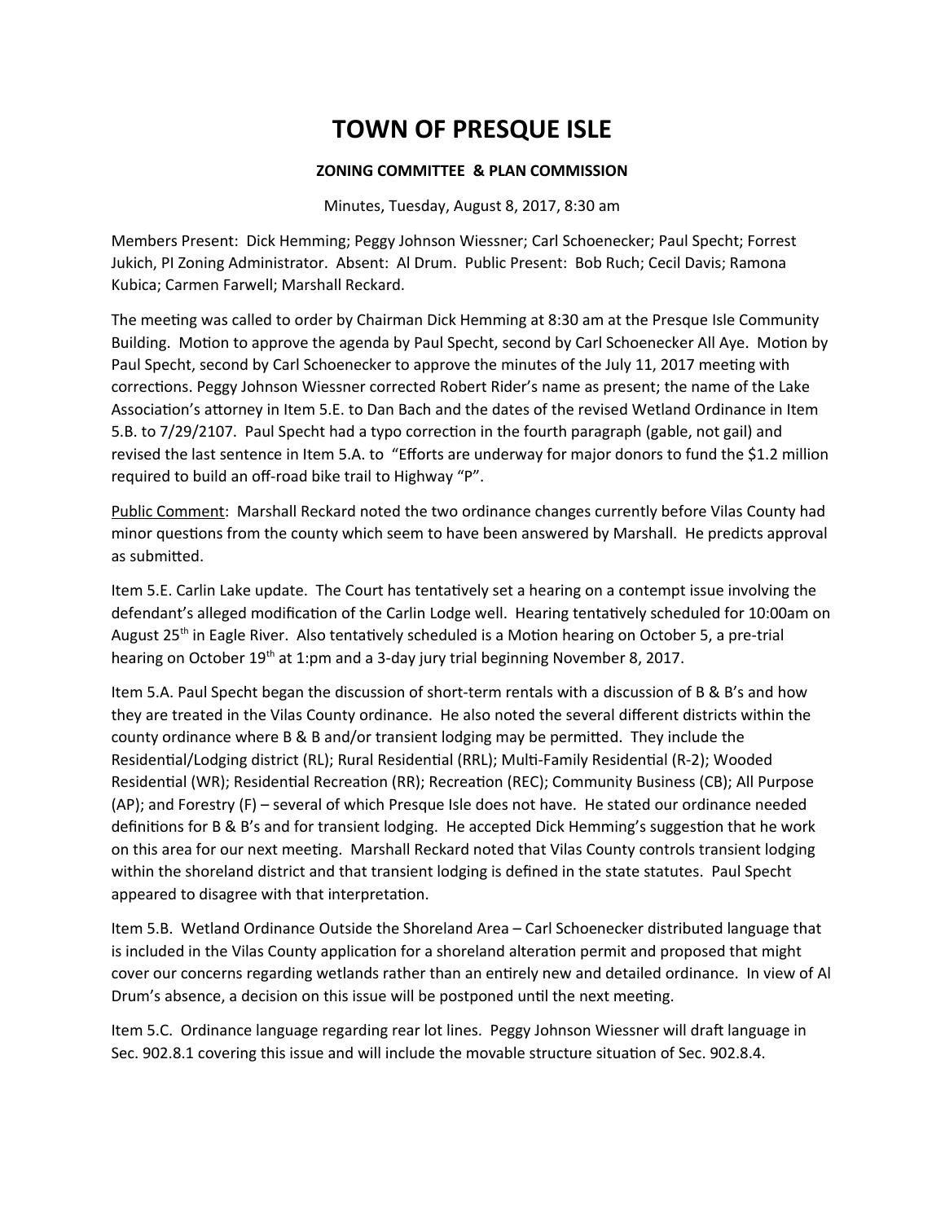# TOWN OF PRESQUE ISLE

**ZONING COMMITTEE & PLAN COMMISSION**

Minutes, Tuesday, August 8, 2017, 8:30 am

Members Present: Dick Hemming; Peggy Johnson Wiessner; Carl Schoenecker; Paul Specht; Forrest Jukich, PI Zoning Administrator. Absent: Al Drum. Public Present: Bob Ruch; Cecil Davis; Ramona Kubica; Carmen Farwell; Marshall Reckard.

The meeting was called to order by Chairman Dick Hemming at 8:30 am at the Presque Isle Community Building. Motion to approve the agenda by Paul Specht, second by Carl Schoenecker All Aye. Motion by Paul Specht, second by Carl Schoenecker to approve the minutes of the July 11, 2017 meeting with corrections. Peggy Johnson Wiessner corrected Robert Rider's name as present; the name of the Lake Association's attorney in Item 5.E. to Dan Bach and the dates of the revised Wetland Ordinance in Item 5.B. to 7/29/2107. Paul Specht had a typo correction in the fourth paragraph (gable, not gail) and revised the last sentence in Item 5.A. to "Efforts are underway for major donors to fund the $1.2 million required to build an off-road bike trail to Highway "P".

Public Comment: Marshall Reckard noted the two ordinance changes currently before Vilas County had minor questions from the county which seem to have been answered by Marshall. He predicts approval as submitted.

Item 5.E. Carlin Lake update. The Court has tentatively set a hearing on a contempt issue involving the defendant's alleged modification of the Carlin Lodge well. Hearing tentatively scheduled for 10:00am on August 25th in Eagle River. Also tentatively scheduled is a Motion hearing on October 5, a pre-trial hearing on October 19th at 1:pm and a 3-day jury trial beginning November 8, 2017.

Item 5.A. Paul Specht began the discussion of short-term rentals with a discussion of B & B's and how they are treated in the Vilas County ordinance. He also noted the several different districts within the county ordinance where B & B and/or transient lodging may be permitted. They include the Residential/Lodging district (RL); Rural Residential (RRL); Multi-Family Residential (R-2); Wooded Residential (WR); Residential Recreation (RR); Recreation (REC); Community Business (CB); All Purpose (AP); and Forestry (F) – several of which Presque Isle does not have. He stated our ordinance needed definitions for B & B's and for transient lodging. He accepted Dick Hemming's suggestion that he work on this area for our next meeting. Marshall Reckard noted that Vilas County controls transient lodging within the shoreland district and that transient lodging is defined in the state statutes. Paul Specht appeared to disagree with that interpretation.

Item 5.B. Wetland Ordinance Outside the Shoreland Area – Carl Schoenecker distributed language that is included in the Vilas County application for a shoreland alteration permit and proposed that might cover our concerns regarding wetlands rather than an entirely new and detailed ordinance. In view of Al Drum's absence, a decision on this issue will be postponed until the next meeting.

Item 5.C. Ordinance language regarding rear lot lines. Peggy Johnson Wiessner will draft language in Sec. 902.8.1 covering this issue and will include the movable structure situation of Sec. 902.8.4.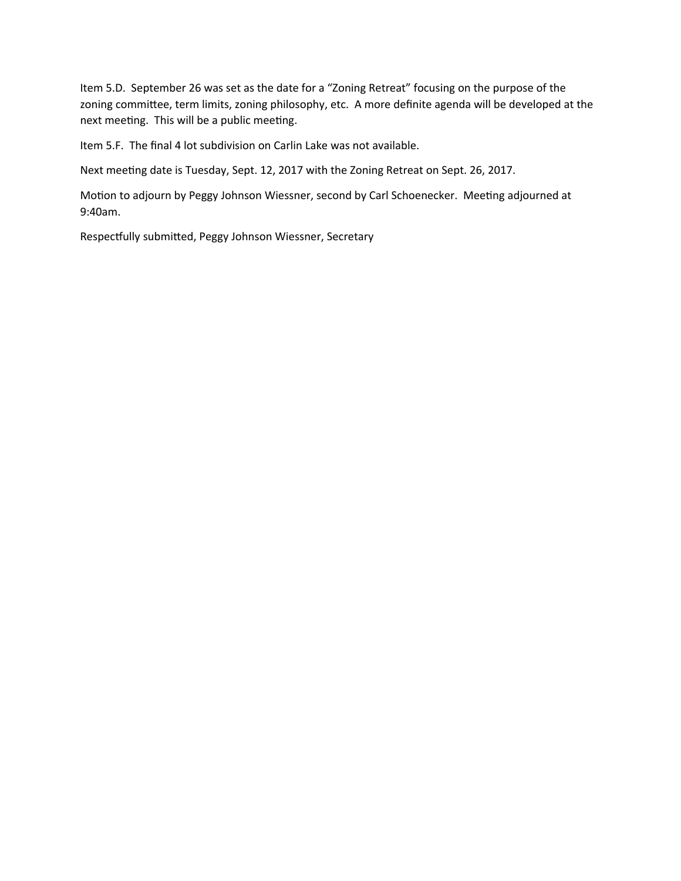Item 5.D. September 26 was set as the date for a "Zoning Retreat" focusing on the purpose of the zoning committee, term limits, zoning philosophy, etc. A more definite agenda will be developed at the next meeting. This will be a public meeting.

Item 5.F. The final 4 lot subdivision on Carlin Lake was not available.

Next meeting date is Tuesday, Sept. 12, 2017 with the Zoning Retreat on Sept. 26, 2017.

Motion to adjourn by Peggy Johnson Wiessner, second by Carl Schoenecker. Meeting adjourned at 9:40am.

Respectfully submitted, Peggy Johnson Wiessner, Secretary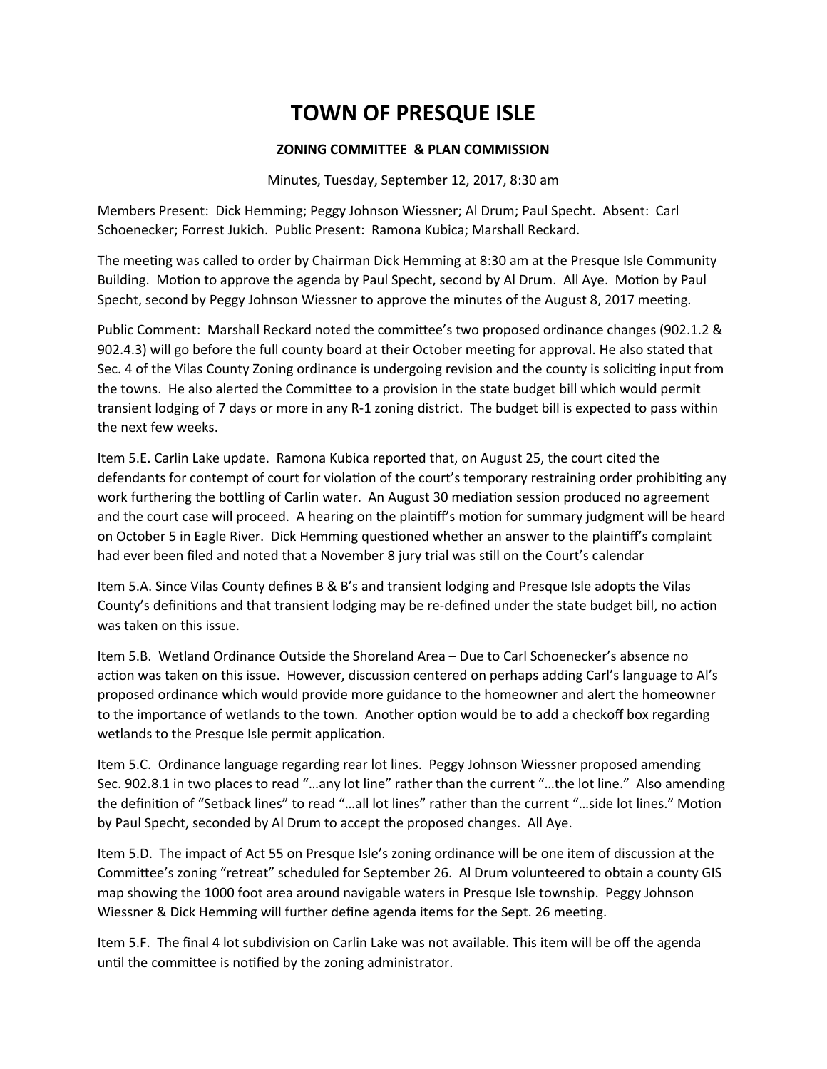# TOWN OF PRESQUE ISLE

**ZONING COMMITTEE & PLAN COMMISSION**

Minutes, Tuesday, September 12, 2017, 8:30 am

Members Present: Dick Hemming; Peggy Johnson Wiessner; Al Drum; Paul Specht. Absent: Carl Schoenecker; Forrest Jukich. Public Present: Ramona Kubica; Marshall Reckard.

The meeting was called to order by Chairman Dick Hemming at 8:30 am at the Presque Isle Community Building. Motion to approve the agenda by Paul Specht, second by Al Drum. All Aye. Motion by Paul Specht, second by Peggy Johnson Wiessner to approve the minutes of the August 8, 2017 meeting.

Public Comment: Marshall Reckard noted the committee's two proposed ordinance changes (902.1.2 & 902.4.3) will go before the full county board at their October meeting for approval. He also stated that Sec. 4 of the Vilas County Zoning ordinance is undergoing revision and the county is soliciting input from the towns. He also alerted the Committee to a provision in the state budget bill which would permit transient lodging of 7 days or more in any R-1 zoning district. The budget bill is expected to pass within the next few weeks.

Item 5.E. Carlin Lake update. Ramona Kubica reported that, on August 25, the court cited the defendants for contempt of court for violation of the court's temporary restraining order prohibiting any work furthering the bottling of Carlin water. An August 30 mediation session produced no agreement and the court case will proceed. A hearing on the plaintiff's motion for summary judgment will be heard on October 5 in Eagle River. Dick Hemming questioned whether an answer to the plaintiff's complaint had ever been filed and noted that a November 8 jury trial was still on the Court's calendar

Item 5.A. Since Vilas County defines B & B's and transient lodging and Presque Isle adopts the Vilas County's definitions and that transient lodging may be re-defined under the state budget bill, no action was taken on this issue.

Item 5.B. Wetland Ordinance Outside the Shoreland Area – Due to Carl Schoenecker's absence no action was taken on this issue. However, discussion centered on perhaps adding Carl's language to Al's proposed ordinance which would provide more guidance to the homeowner and alert the homeowner to the importance of wetlands to the town. Another option would be to add a checkoff box regarding wetlands to the Presque Isle permit application.

Item 5.C. Ordinance language regarding rear lot lines. Peggy Johnson Wiessner proposed amending Sec. 902.8.1 in two places to read "…any lot line" rather than the current "…the lot line." Also amending the definition of "Setback lines" to read "…all lot lines" rather than the current "…side lot lines." Motion by Paul Specht, seconded by Al Drum to accept the proposed changes. All Aye.

Item 5.D. The impact of Act 55 on Presque Isle's zoning ordinance will be one item of discussion at the Committee's zoning "retreat" scheduled for September 26. Al Drum volunteered to obtain a county GIS map showing the 1000 foot area around navigable waters in Presque Isle township. Peggy Johnson Wiessner & Dick Hemming will further define agenda items for the Sept. 26 meeting.

Item 5.F. The final 4 lot subdivision on Carlin Lake was not available. This item will be off the agenda until the committee is notified by the zoning administrator.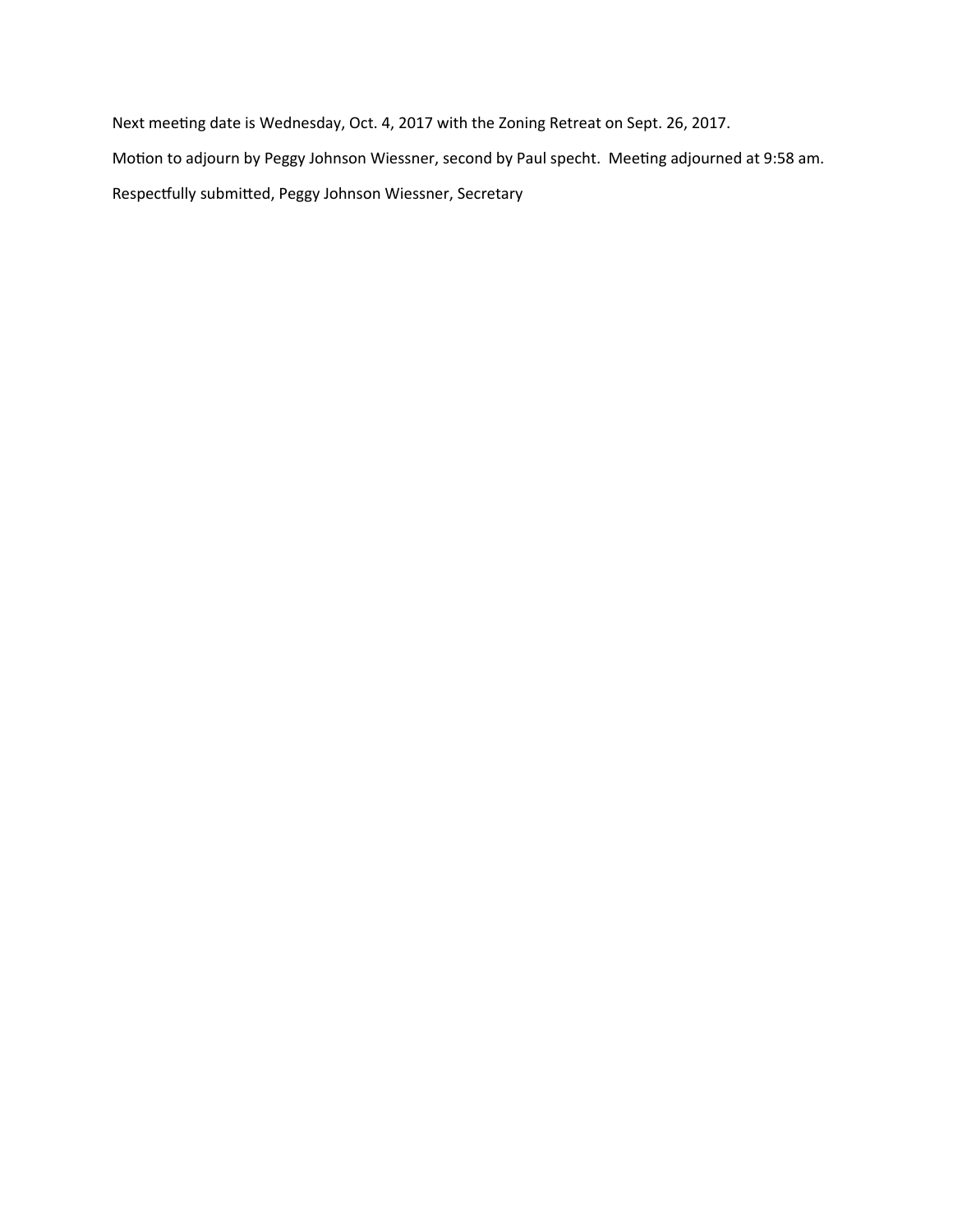Next meeting date is Wednesday, Oct. 4, 2017 with the Zoning Retreat on Sept. 26, 2017.

Motion to adjourn by Peggy Johnson Wiessner, second by Paul specht. Meeting adjourned at 9:58 am.

Respectfully submitted, Peggy Johnson Wiessner, Secretary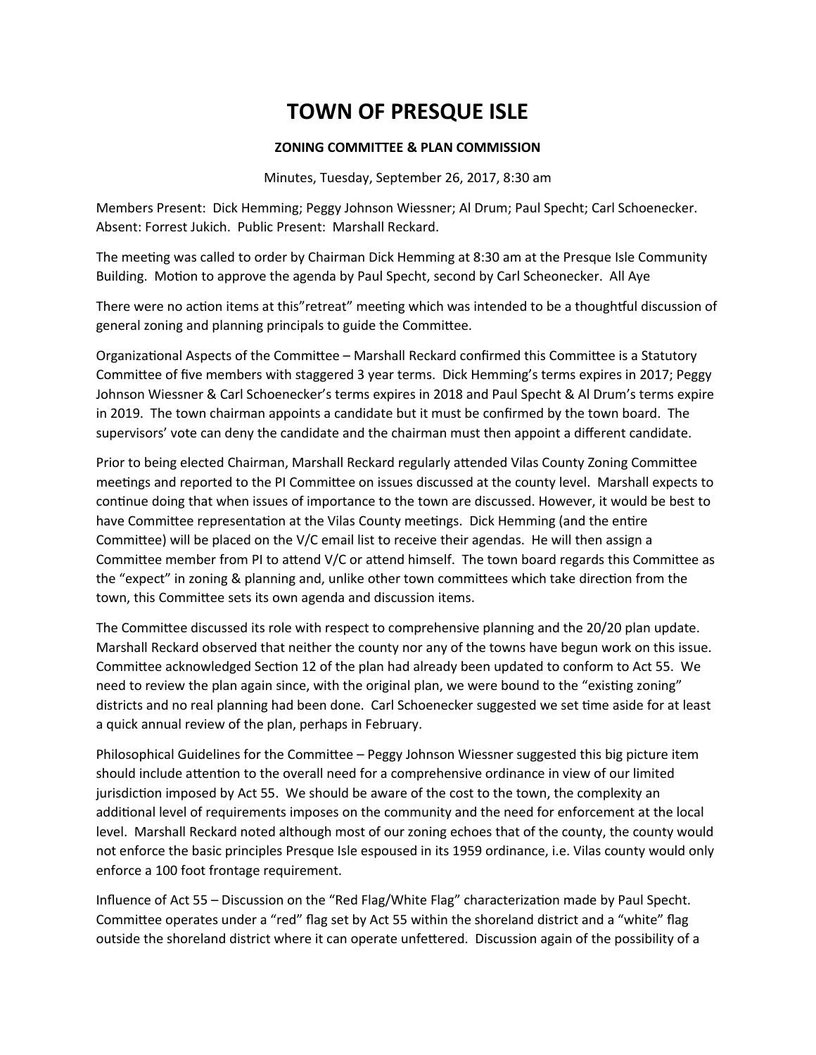# TOWN OF PRESQUE ISLE

**ZONING COMMITTEE & PLAN COMMISSION**

Minutes, Tuesday, September 26, 2017, 8:30 am

Members Present: Dick Hemming; Peggy Johnson Wiessner; Al Drum; Paul Specht; Carl Schoenecker. Absent: Forrest Jukich. Public Present: Marshall Reckard.

The meeting was called to order by Chairman Dick Hemming at 8:30 am at the Presque Isle Community Building. Motion to approve the agenda by Paul Specht, second by Carl Scheonecker. All Aye

There were no action items at this"retreat" meeting which was intended to be a thoughtful discussion of general zoning and planning principals to guide the Committee.

Organizational Aspects of the Committee – Marshall Reckard confirmed this Committee is a Statutory Committee of five members with staggered 3 year terms. Dick Hemming's terms expires in 2017; Peggy Johnson Wiessner & Carl Schoenecker's terms expires in 2018 and Paul Specht & Al Drum's terms expire in 2019. The town chairman appoints a candidate but it must be confirmed by the town board. The supervisors' vote can deny the candidate and the chairman must then appoint a different candidate.

Prior to being elected Chairman, Marshall Reckard regularly attended Vilas County Zoning Committee meetings and reported to the PI Committee on issues discussed at the county level. Marshall expects to continue doing that when issues of importance to the town are discussed. However, it would be best to have Committee representation at the Vilas County meetings. Dick Hemming (and the entire Committee) will be placed on the V/C email list to receive their agendas. He will then assign a Committee member from PI to attend V/C or attend himself. The town board regards this Committee as the "expect" in zoning & planning and, unlike other town committees which take direction from the town, this Committee sets its own agenda and discussion items.

The Committee discussed its role with respect to comprehensive planning and the 20/20 plan update. Marshall Reckard observed that neither the county nor any of the towns have begun work on this issue. Committee acknowledged Section 12 of the plan had already been updated to conform to Act 55. We need to review the plan again since, with the original plan, we were bound to the "existing zoning" districts and no real planning had been done. Carl Schoenecker suggested we set time aside for at least a quick annual review of the plan, perhaps in February.

Philosophical Guidelines for the Committee – Peggy Johnson Wiessner suggested this big picture item should include attention to the overall need for a comprehensive ordinance in view of our limited jurisdiction imposed by Act 55. We should be aware of the cost to the town, the complexity an additional level of requirements imposes on the community and the need for enforcement at the local level. Marshall Reckard noted although most of our zoning echoes that of the county, the county would not enforce the basic principles Presque Isle espoused in its 1959 ordinance, i.e. Vilas county would only enforce a 100 foot frontage requirement.

Influence of Act 55 – Discussion on the "Red Flag/White Flag" characterization made by Paul Specht. Committee operates under a "red" flag set by Act 55 within the shoreland district and a "white" flag outside the shoreland district where it can operate unfettered. Discussion again of the possibility of a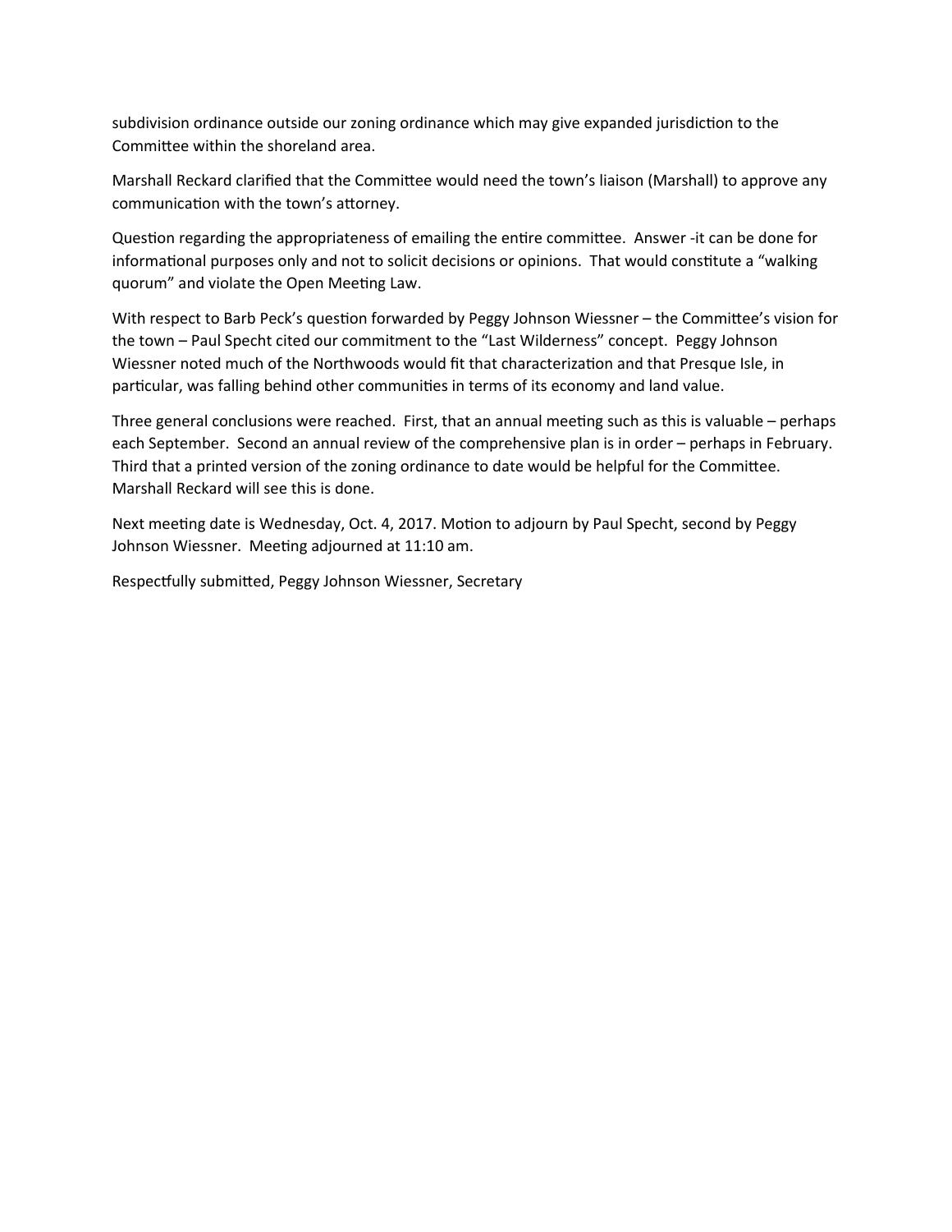subdivision ordinance outside our zoning ordinance which may give expanded jurisdiction to the Committee within the shoreland area.

Marshall Reckard clarified that the Committee would need the town's liaison (Marshall) to approve any communication with the town's attorney.

Question regarding the appropriateness of emailing the entire committee. Answer -it can be done for informational purposes only and not to solicit decisions or opinions. That would constitute a "walking quorum" and violate the Open Meeting Law.

With respect to Barb Peck's question forwarded by Peggy Johnson Wiessner – the Committee's vision for the town – Paul Specht cited our commitment to the "Last Wilderness" concept. Peggy Johnson Wiessner noted much of the Northwoods would fit that characterization and that Presque Isle, in particular, was falling behind other communities in terms of its economy and land value.

Three general conclusions were reached. First, that an annual meeting such as this is valuable – perhaps each September. Second an annual review of the comprehensive plan is in order – perhaps in February. Third that a printed version of the zoning ordinance to date would be helpful for the Committee. Marshall Reckard will see this is done.

Next meeting date is Wednesday, Oct. 4, 2017. Motion to adjourn by Paul Specht, second by Peggy Johnson Wiessner. Meeting adjourned at 11:10 am.

Respectfully submitted, Peggy Johnson Wiessner, Secretary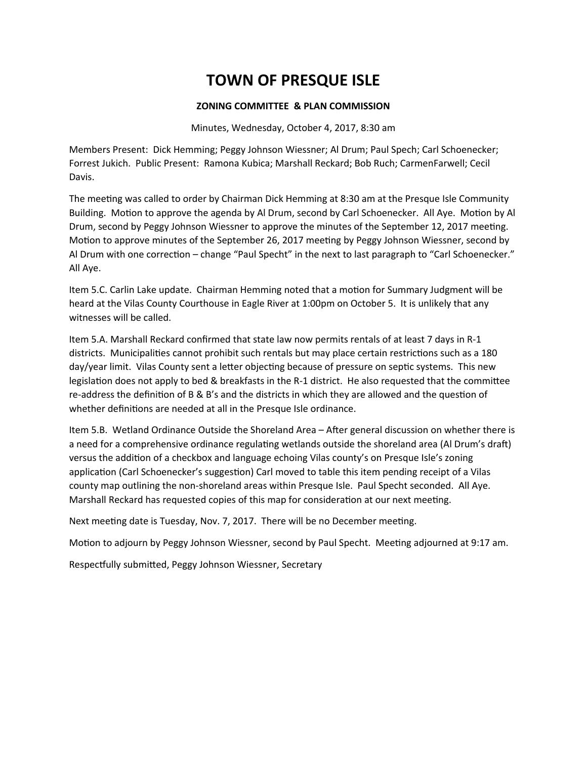# TOWN OF PRESQUE ISLE

**ZONING COMMITTEE & PLAN COMMISSION**

Minutes, Wednesday, October 4, 2017, 8:30 am

Members Present: Dick Hemming; Peggy Johnson Wiessner; Al Drum; Paul Spech; Carl Schoenecker; Forrest Jukich. Public Present: Ramona Kubica; Marshall Reckard; Bob Ruch; CarmenFarwell; Cecil Davis.

The meeting was called to order by Chairman Dick Hemming at 8:30 am at the Presque Isle Community Building. Motion to approve the agenda by Al Drum, second by Carl Schoenecker. All Aye. Motion by Al Drum, second by Peggy Johnson Wiessner to approve the minutes of the September 12, 2017 meeting. Motion to approve minutes of the September 26, 2017 meeting by Peggy Johnson Wiessner, second by Al Drum with one correction – change "Paul Specht" in the next to last paragraph to "Carl Schoenecker." All Aye.

Item 5.C. Carlin Lake update. Chairman Hemming noted that a motion for Summary Judgment will be heard at the Vilas County Courthouse in Eagle River at 1:00pm on October 5. It is unlikely that any witnesses will be called.

Item 5.A. Marshall Reckard confirmed that state law now permits rentals of at least 7 days in R-1 districts. Municipalities cannot prohibit such rentals but may place certain restrictions such as a 180 day/year limit. Vilas County sent a letter objecting because of pressure on septic systems. This new legislation does not apply to bed & breakfasts in the R-1 district. He also requested that the committee re-address the definition of B & B's and the districts in which they are allowed and the question of whether definitions are needed at all in the Presque Isle ordinance.

Item 5.B. Wetland Ordinance Outside the Shoreland Area – After general discussion on whether there is a need for a comprehensive ordinance regulating wetlands outside the shoreland area (Al Drum's draft) versus the addition of a checkbox and language echoing Vilas county's on Presque Isle's zoning application (Carl Schoenecker's suggestion) Carl moved to table this item pending receipt of a Vilas county map outlining the non-shoreland areas within Presque Isle. Paul Specht seconded. All Aye. Marshall Reckard has requested copies of this map for consideration at our next meeting.

Next meeting date is Tuesday, Nov. 7, 2017. There will be no December meeting.

Motion to adjourn by Peggy Johnson Wiessner, second by Paul Specht. Meeting adjourned at 9:17 am.

Respectfully submitted, Peggy Johnson Wiessner, Secretary